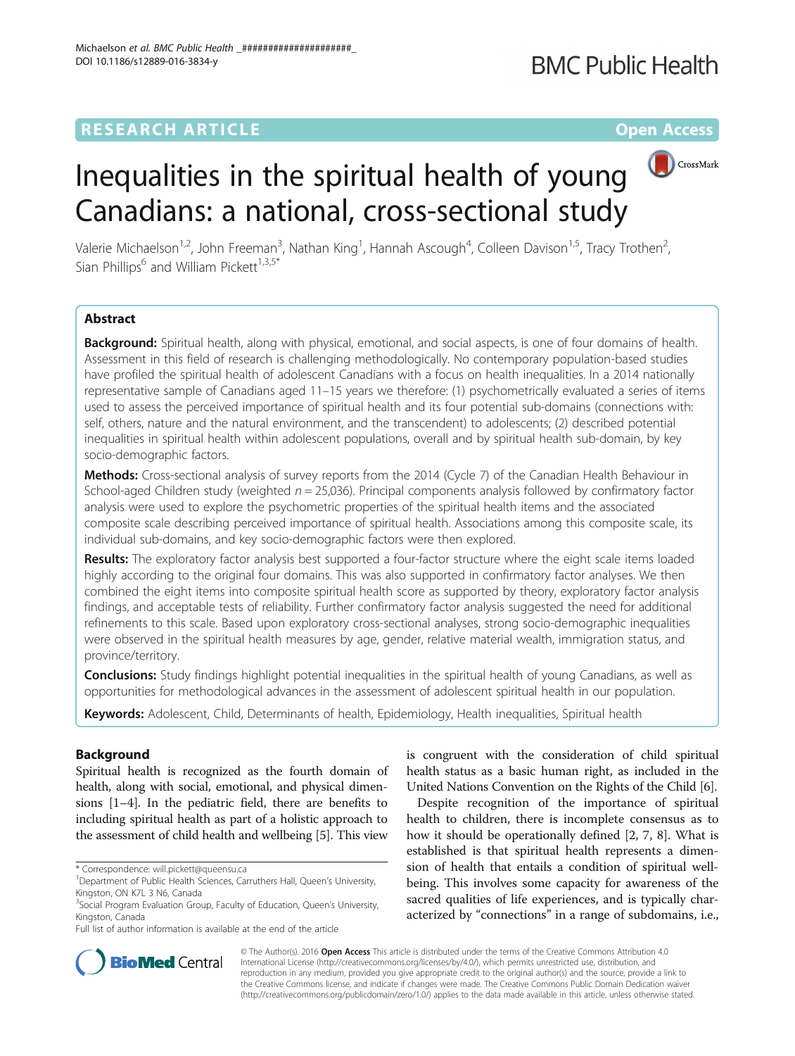RESEARCH ARTICLE

Open Access

# Inequalities in the spiritual health of young Canadians: a national, cross-sectional study

Valerie Michaelson[1,2], John Freeman[3], Nathan King[1], Hannah Ascough[4], Colleen Davison[1,5], Tracy Trothen[2], Sian Phillips[6] and William Pickett[1,3,5*]

## Abstract

**Background:** Spiritual health, along with physical, emotional, and social aspects, is one of four domains of health. Assessment in this field of research is challenging methodologically. No contemporary population-based studies have profiled the spiritual health of adolescent Canadians with a focus on health inequalities. In a 2014 nationally representative sample of Canadians aged 11–15 years we therefore: (1) psychometrically evaluated a series of items used to assess the perceived importance of spiritual health and its four potential sub-domains (connections with: self, others, nature and the natural environment, and the transcendent) to adolescents; (2) described potential inequalities in spiritual health within adolescent populations, overall and by spiritual health sub-domain, by key socio-demographic factors.

**Methods:** Cross-sectional analysis of survey reports from the 2014 (Cycle 7) of the Canadian Health Behaviour in School-aged Children study (weighted $n = 25,036$). Principal components analysis followed by confirmatory factor analysis were used to explore the psychometric properties of the spiritual health items and the associated composite scale describing perceived importance of spiritual health. Associations among this composite scale, its individual sub-domains, and key socio-demographic factors were then explored.

**Results:** The exploratory factor analysis best supported a four-factor structure where the eight scale items loaded highly according to the original four domains. This was also supported in confirmatory factor analyses. We then combined the eight items into composite spiritual health score as supported by theory, exploratory factor analysis findings, and acceptable tests of reliability. Further confirmatory factor analysis suggested the need for additional refinements to this scale. Based upon exploratory cross-sectional analyses, strong socio-demographic inequalities were observed in the spiritual health measures by age, gender, relative material wealth, immigration status, and province/territory.

**Conclusions:** Study findings highlight potential inequalities in the spiritual health of young Canadians, as well as opportunities for methodological advances in the assessment of adolescent spiritual health in our population.

**Keywords:** Adolescent, Child, Determinants of health, Epidemiology, Health inequalities, Spiritual health

## Background

Spiritual health is recognized as the fourth domain of health, along with social, emotional, and physical dimensions [1–4]. In the pediatric field, there are benefits to including spiritual health as part of a holistic approach to the assessment of child health and wellbeing [5]. This view is congruent with the consideration of child spiritual health status as a basic human right, as included in the United Nations Convention on the Rights of the Child [6].

Despite recognition of the importance of spiritual health to children, there is incomplete consensus as to how it should be operationally defined [2, 7, 8]. What is established is that spiritual health represents a dimension of health that entails a condition of spiritual well-being. This involves some capacity for awareness of the sacred qualities of life experiences, and is typically characterized by "connections" in a range of subdomains, i.e.,

\* Correspondence: will.pickett@queensu.ca
[1]Department of Public Health Sciences, Carruthers Hall, Queen's University, Kingston, ON K7L 3 N6, Canada
[3]Social Program Evaluation Group, Faculty of Education, Queen's University, Kingston, Canada
Full list of author information is available at the end of the article

© The Author(s). 2016 **Open Access** This article is distributed under the terms of the Creative Commons Attribution 4.0 International License (http://creativecommons.org/licenses/by/4.0/), which permits unrestricted use, distribution, and reproduction in any medium, provided you give appropriate credit to the original author(s) and the source, provide a link to the Creative Commons license, and indicate if changes were made. The Creative Commons Public Domain Dedication waiver (http://creativecommons.org/publicdomain/zero/1.0/) applies to the data made available in this article, unless otherwise stated.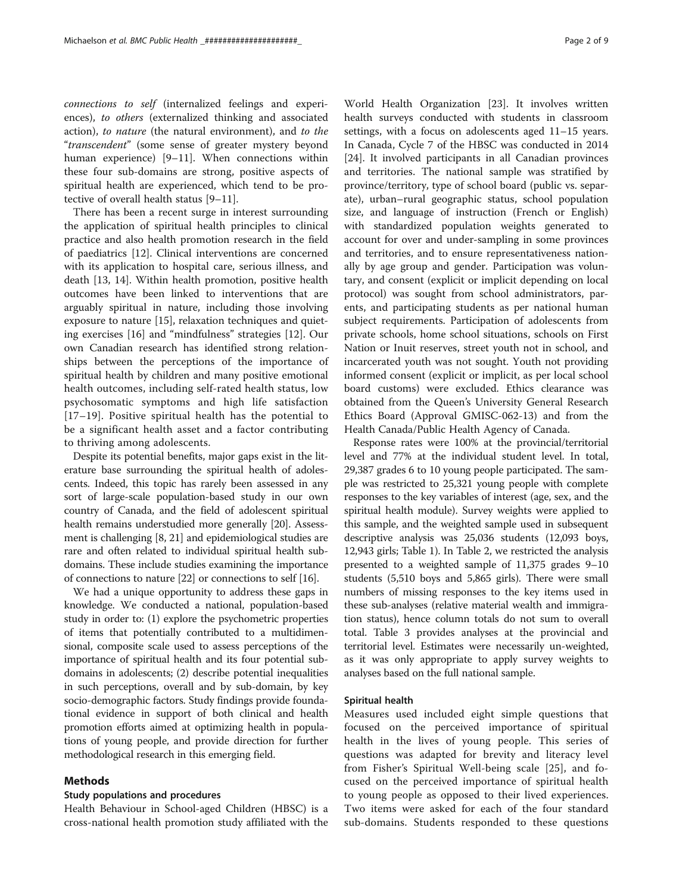*connections to self* (internalized feelings and experiences), *to others* (externalized thinking and associated action), *to nature* (the natural environment), and *to the "transcendent"* (some sense of greater mystery beyond human experience) [9–11]. When connections within these four sub-domains are strong, positive aspects of spiritual health are experienced, which tend to be protective of overall health status [9–11].

There has been a recent surge in interest surrounding the application of spiritual health principles to clinical practice and also health promotion research in the field of paediatrics [12]. Clinical interventions are concerned with its application to hospital care, serious illness, and death [13, 14]. Within health promotion, positive health outcomes have been linked to interventions that are arguably spiritual in nature, including those involving exposure to nature [15], relaxation techniques and quieting exercises [16] and "mindfulness" strategies [12]. Our own Canadian research has identified strong relationships between the perceptions of the importance of spiritual health by children and many positive emotional health outcomes, including self-rated health status, low psychosomatic symptoms and high life satisfaction [17–19]. Positive spiritual health has the potential to be a significant health asset and a factor contributing to thriving among adolescents.

Despite its potential benefits, major gaps exist in the literature base surrounding the spiritual health of adolescents. Indeed, this topic has rarely been assessed in any sort of large-scale population-based study in our own country of Canada, and the field of adolescent spiritual health remains understudied more generally [20]. Assessment is challenging [8, 21] and epidemiological studies are rare and often related to individual spiritual health sub-domains. These include studies examining the importance of connections to nature [22] or connections to self [16].

We had a unique opportunity to address these gaps in knowledge. We conducted a national, population-based study in order to: (1) explore the psychometric properties of items that potentially contributed to a multidimensional, composite scale used to assess perceptions of the importance of spiritual health and its four potential sub-domains in adolescents; (2) describe potential inequalities in such perceptions, overall and by sub-domain, by key socio-demographic factors. Study findings provide foundational evidence in support of both clinical and health promotion efforts aimed at optimizing health in populations of young people, and provide direction for further methodological research in this emerging field.

## Methods

### Study populations and procedures

Health Behaviour in School-aged Children (HBSC) is a cross-national health promotion study affiliated with the World Health Organization [23]. It involves written health surveys conducted with students in classroom settings, with a focus on adolescents aged 11–15 years. In Canada, Cycle 7 of the HBSC was conducted in 2014 [24]. It involved participants in all Canadian provinces and territories. The national sample was stratified by province/territory, type of school board (public vs. separate), urban–rural geographic status, school population size, and language of instruction (French or English) with standardized population weights generated to account for over and under-sampling in some provinces and territories, and to ensure representativeness nationally by age group and gender. Participation was voluntary, and consent (explicit or implicit depending on local protocol) was sought from school administrators, parents, and participating students as per national human subject requirements. Participation of adolescents from private schools, home school situations, schools on First Nation or Inuit reserves, street youth not in school, and incarcerated youth was not sought. Youth not providing informed consent (explicit or implicit, as per local school board customs) were excluded. Ethics clearance was obtained from the Queen's University General Research Ethics Board (Approval GMISC-062-13) and from the Health Canada/Public Health Agency of Canada.

Response rates were 100% at the provincial/territorial level and 77% at the individual student level. In total, 29,387 grades 6 to 10 young people participated. The sample was restricted to 25,321 young people with complete responses to the key variables of interest (age, sex, and the spiritual health module). Survey weights were applied to this sample, and the weighted sample used in subsequent descriptive analysis was 25,036 students (12,093 boys, 12,943 girls; Table 1). In Table 2, we restricted the analysis presented to a weighted sample of 11,375 grades 9–10 students (5,510 boys and 5,865 girls). There were small numbers of missing responses to the key items used in these sub-analyses (relative material wealth and immigration status), hence column totals do not sum to overall total. Table 3 provides analyses at the provincial and territorial level. Estimates were necessarily un-weighted, as it was only appropriate to apply survey weights to analyses based on the full national sample.

### Spiritual health

Measures used included eight simple questions that focused on the perceived importance of spiritual health in the lives of young people. This series of questions was adapted for brevity and literacy level from Fisher's Spiritual Well-being scale [25], and focused on the perceived importance of spiritual health to young people as opposed to their lived experiences. Two items were asked for each of the four standard sub-domains. Students responded to these questions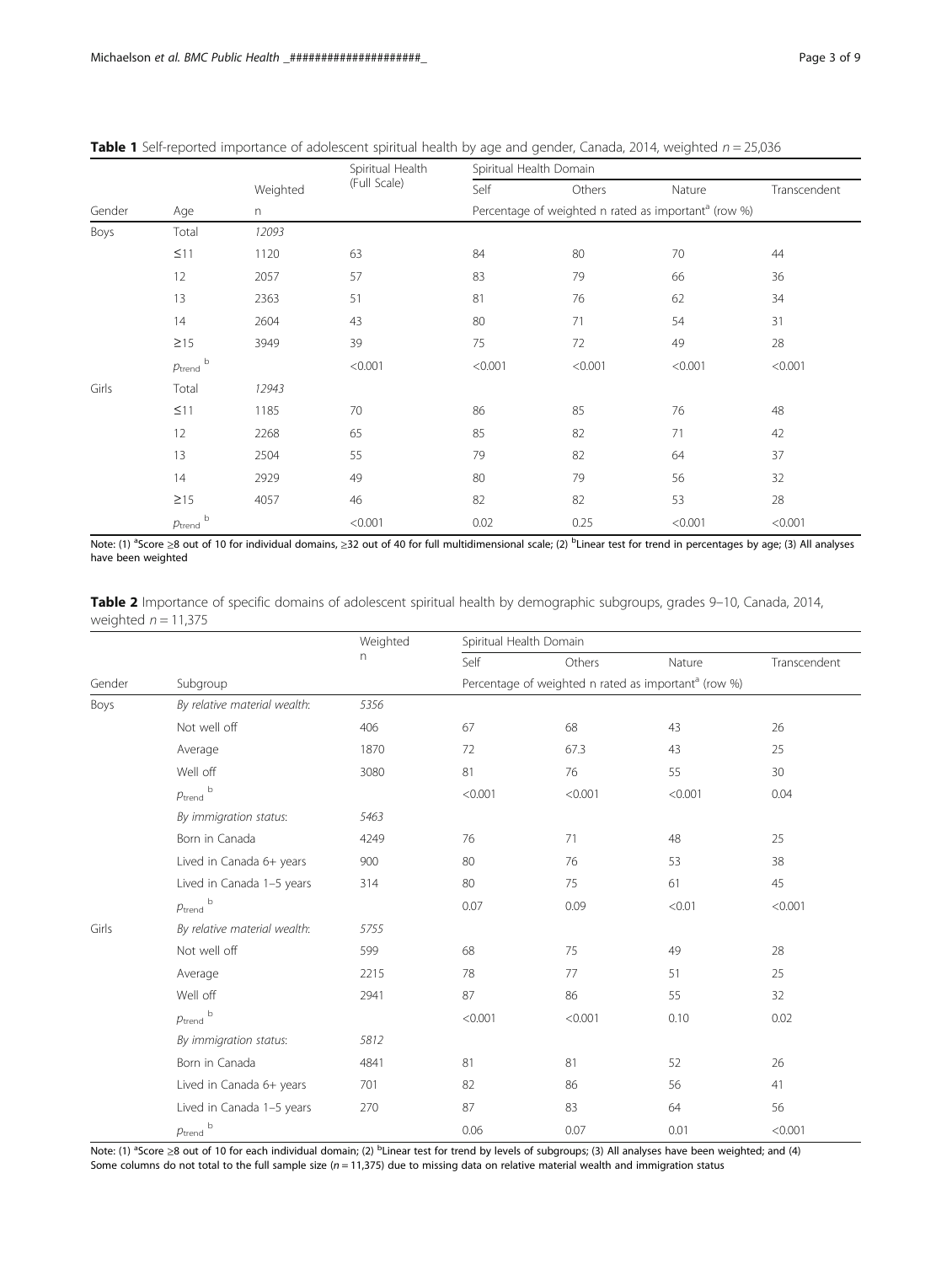**Table 1** Self-reported importance of adolescent spiritual health by age and gender, Canada, 2014, weighted $n = 25{,}036$

| Gender | Age | Weighted n | Spiritual Health (Full Scale) | Spiritual Health Domain | | | |
|---|---|---|---|---|---|---|---|
| | | | | Self | Others | Nature | Transcendent |
| | | | | Percentage of weighted n rated as important[a] (row %) | | | |
| Boys | Total | *12093* | | | | | |
| | ≤11 | 1120 | 63 | 84 | 80 | 70 | 44 |
| | 12 | 2057 | 57 | 83 | 79 | 66 | 36 |
| | 13 | 2363 | 51 | 81 | 76 | 62 | 34 |
| | 14 | 2604 | 43 | 80 | 71 | 54 | 31 |
| | ≥15 | 3949 | 39 | 75 | 72 | 49 | 28 |
| | $p_{trend}$ [b] | | <0.001 | <0.001 | <0.001 | <0.001 | <0.001 |
| Girls | Total | *12943* | | | | | |
| | ≤11 | 1185 | 70 | 86 | 85 | 76 | 48 |
| | 12 | 2268 | 65 | 85 | 82 | 71 | 42 |
| | 13 | 2504 | 55 | 79 | 82 | 64 | 37 |
| | 14 | 2929 | 49 | 80 | 79 | 56 | 32 |
| | ≥15 | 4057 | 46 | 82 | 82 | 53 | 28 |
| | $p_{trend}$ [b] | | <0.001 | 0.02 | 0.25 | <0.001 | <0.001 |

Note: (1) [a]Score ≥8 out of 10 for individual domains, ≥32 out of 40 for full multidimensional scale; (2) [b]Linear test for trend in percentages by age; (3) All analyses have been weighted

**Table 2** Importance of specific domains of adolescent spiritual health by demographic subgroups, grades 9–10, Canada, 2014, weighted $n = 11{,}375$

| Gender | Subgroup | Weighted n | Spiritual Health Domain | | | |
|---|---|---|---|---|---|---|
| | | | Self | Others | Nature | Transcendent |
| | | | Percentage of weighted n rated as important[a] (row %) | | | |
| Boys | *By relative material wealth:* | *5356* | | | | |
| | Not well off | 406 | 67 | 68 | 43 | 26 |
| | Average | 1870 | 72 | 67.3 | 43 | 25 |
| | Well off | 3080 | 81 | 76 | 55 | 30 |
| | $p_{trend}$ [b] | | <0.001 | <0.001 | <0.001 | 0.04 |
| | *By immigration status:* | *5463* | | | | |
| | Born in Canada | 4249 | 76 | 71 | 48 | 25 |
| | Lived in Canada 6+ years | 900 | 80 | 76 | 53 | 38 |
| | Lived in Canada 1–5 years | 314 | 80 | 75 | 61 | 45 |
| | $p_{trend}$ [b] | | 0.07 | 0.09 | <0.01 | <0.001 |
| Girls | *By relative material wealth:* | *5755* | | | | |
| | Not well off | 599 | 68 | 75 | 49 | 28 |
| | Average | 2215 | 78 | 77 | 51 | 25 |
| | Well off | 2941 | 87 | 86 | 55 | 32 |
| | $p_{trend}$ [b] | | <0.001 | <0.001 | 0.10 | 0.02 |
| | *By immigration status:* | *5812* | | | | |
| | Born in Canada | 4841 | 81 | 81 | 52 | 26 |
| | Lived in Canada 6+ years | 701 | 82 | 86 | 56 | 41 |
| | Lived in Canada 1–5 years | 270 | 87 | 83 | 64 | 56 |
| | $p_{trend}$ [b] | | 0.06 | 0.07 | 0.01 | <0.001 |

Note: (1) [a]Score ≥8 out of 10 for each individual domain; (2) [b]Linear test for trend by levels of subgroups; (3) All analyses have been weighted; and (4) Some columns do not total to the full sample size ($n = 11{,}375$) due to missing data on relative material wealth and immigration status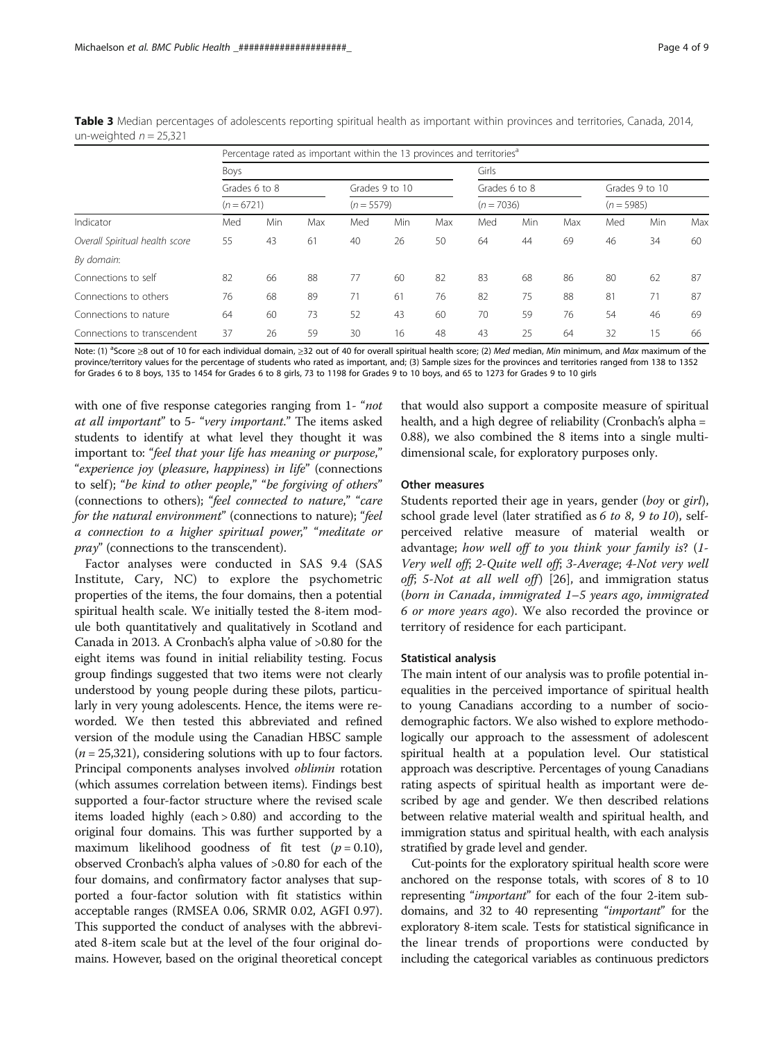**Table 3** Median percentages of adolescents reporting spiritual health as important within provinces and territories, Canada, 2014, un-weighted $n = 25{,}321$

| | Percentage rated as important within the 13 provinces and territories[a] | | | | | | | | | | | |
|---|---|---|---|---|---|---|---|---|---|---|---|---|
| | Boys | | | | | | Girls | | | | | |
| | Grades 6 to 8 | | | Grades 9 to 10 | | | Grades 6 to 8 | | | Grades 9 to 10 | | |
| | ($n = 6721$) | | | ($n = 5579$) | | | ($n = 7036$) | | | ($n = 5985$) | | |
| Indicator | Med | Min | Max | Med | Min | Max | Med | Min | Max | Med | Min | Max |
| *Overall Spiritual health score* | 55 | 43 | 61 | 40 | 26 | 50 | 64 | 44 | 69 | 46 | 34 | 60 |
| *By domain:* | | | | | | | | | | | | |
| Connections to self | 82 | 66 | 88 | 77 | 60 | 82 | 83 | 68 | 86 | 80 | 62 | 87 |
| Connections to others | 76 | 68 | 89 | 71 | 61 | 76 | 82 | 75 | 88 | 81 | 71 | 87 |
| Connections to nature | 64 | 60 | 73 | 52 | 43 | 60 | 70 | 59 | 76 | 54 | 46 | 69 |
| Connections to transcendent | 37 | 26 | 59 | 30 | 16 | 48 | 43 | 25 | 64 | 32 | 15 | 66 |

Note: (1) [a]Score ≥8 out of 10 for each individual domain, ≥32 out of 40 for overall spiritual health score; (2) *Med* median, *Min* minimum, and *Max* maximum of the province/territory values for the percentage of students who rated as important, and; (3) Sample sizes for the provinces and territories ranged from 138 to 1352 for Grades 6 to 8 boys, 135 to 1454 for Grades 6 to 8 girls, 73 to 1198 for Grades 9 to 10 boys, and 65 to 1273 for Grades 9 to 10 girls

with one of five response categories ranging from 1- "*not at all important*" to 5- "*very important*." The items asked students to identify at what level they thought it was important to: "*feel that your life has meaning or purpose*," "*experience joy (pleasure, happiness) in life*" (connections to self); "*be kind to other people*," "*be forgiving of others*" (connections to others); "*feel connected to nature*," "*care for the natural environment*" (connections to nature); "*feel a connection to a higher spiritual power*," "*meditate or pray*" (connections to the transcendent).

Factor analyses were conducted in SAS 9.4 (SAS Institute, Cary, NC) to explore the psychometric properties of the items, the four domains, then a potential spiritual health scale. We initially tested the 8-item module both quantitatively and qualitatively in Scotland and Canada in 2013. A Cronbach's alpha value of >0.80 for the eight items was found in initial reliability testing. Focus group findings suggested that two items were not clearly understood by young people during these pilots, particularly in very young adolescents. Hence, the items were reworded. We then tested this abbreviated and refined version of the module using the Canadian HBSC sample ($n = 25{,}321$), considering solutions with up to four factors. Principal components analyses involved *oblimin* rotation (which assumes correlation between items). Findings best supported a four-factor structure where the revised scale items loaded highly (each > 0.80) and according to the original four domains. This was further supported by a maximum likelihood goodness of fit test ($p = 0.10$), observed Cronbach's alpha values of >0.80 for each of the four domains, and confirmatory factor analyses that supported a four-factor solution with fit statistics within acceptable ranges (RMSEA 0.06, SRMR 0.02, AGFI 0.97). This supported the conduct of analyses with the abbreviated 8-item scale but at the level of the four original domains. However, based on the original theoretical concept that would also support a composite measure of spiritual health, and a high degree of reliability (Cronbach's alpha = 0.88), we also combined the 8 items into a single multi-dimensional scale, for exploratory purposes only.

### Other measures

Students reported their age in years, gender (*boy* or *girl*), school grade level (later stratified as *6 to 8*, *9 to 10*), self-perceived relative measure of material wealth or advantage; *how well off to you think your family is*? (*1-Very well off*; *2-Quite well off*; *3-Average*; *4-Not very well off*; *5-Not at all well off*) [26], and immigration status (*born in Canada*, *immigrated 1–5 years ago*, *immigrated 6 or more years ago*). We also recorded the province or territory of residence for each participant.

### Statistical analysis

The main intent of our analysis was to profile potential inequalities in the perceived importance of spiritual health to young Canadians according to a number of socio-demographic factors. We also wished to explore methodologically our approach to the assessment of adolescent spiritual health at a population level. Our statistical approach was descriptive. Percentages of young Canadians rating aspects of spiritual health as important were described by age and gender. We then described relations between relative material wealth and spiritual health, and immigration status and spiritual health, with each analysis stratified by grade level and gender.

Cut-points for the exploratory spiritual health score were anchored on the response totals, with scores of 8 to 10 representing "*important*" for each of the four 2-item sub-domains, and 32 to 40 representing "*important*" for the exploratory 8-item scale. Tests for statistical significance in the linear trends of proportions were conducted by including the categorical variables as continuous predictors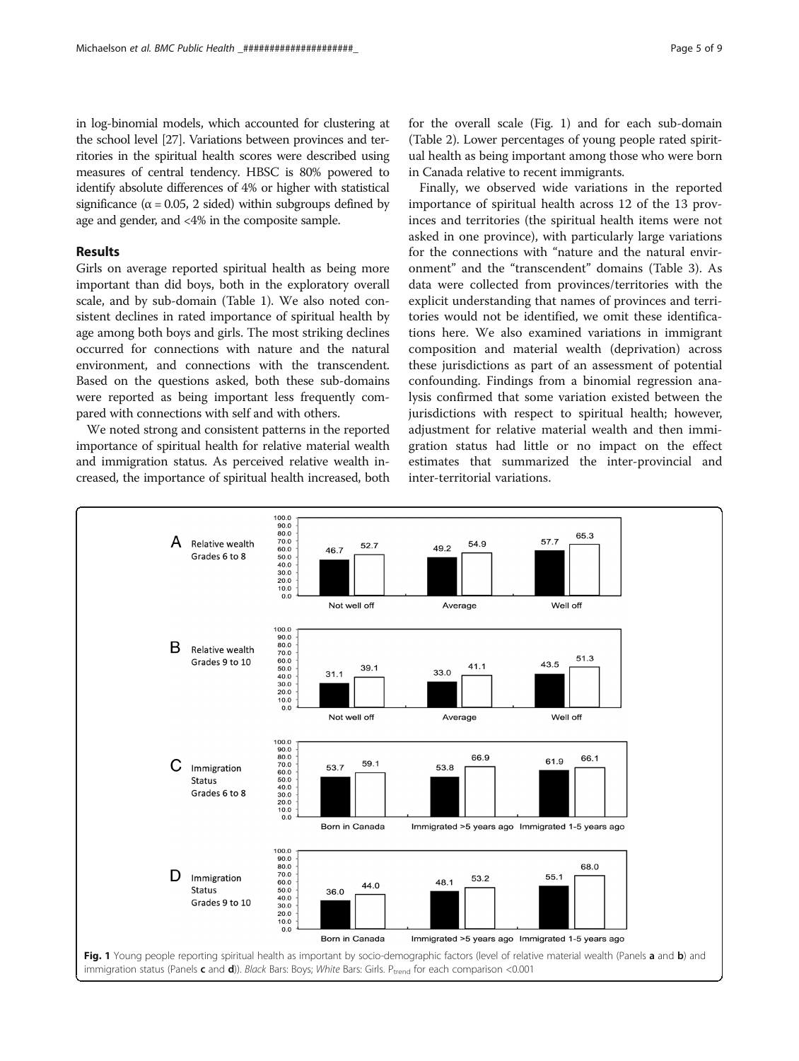in log-binomial models, which accounted for clustering at the school level [27]. Variations between provinces and territories in the spiritual health scores were described using measures of central tendency. HBSC is 80% powered to identify absolute differences of 4% or higher with statistical significance ($\alpha = 0.05$, 2 sided) within subgroups defined by age and gender, and <4% in the composite sample.

## Results

Girls on average reported spiritual health as being more important than did boys, both in the exploratory overall scale, and by sub-domain (Table 1). We also noted consistent declines in rated importance of spiritual health by age among both boys and girls. The most striking declines occurred for connections with nature and the natural environment, and connections with the transcendent. Based on the questions asked, both these sub-domains were reported as being important less frequently compared with connections with self and with others.

We noted strong and consistent patterns in the reported importance of spiritual health for relative material wealth and immigration status. As perceived relative wealth increased, the importance of spiritual health increased, both for the overall scale (Fig. 1) and for each sub-domain (Table 2). Lower percentages of young people rated spiritual health as being important among those who were born in Canada relative to recent immigrants.

Finally, we observed wide variations in the reported importance of spiritual health across 12 of the 13 provinces and territories (the spiritual health items were not asked in one province), with particularly large variations for the connections with "nature and the natural environment" and the "transcendent" domains (Table 3). As data were collected from provinces/territories with the explicit understanding that names of provinces and territories would not be identified, we omit these identifications here. We also examined variations in immigrant composition and material wealth (deprivation) across these jurisdictions as part of an assessment of potential confounding. Findings from a binomial regression analysis confirmed that some variation existed between the jurisdictions with respect to spiritual health; however, adjustment for relative material wealth and then immigration status had little or no impact on the effect estimates that summarized the inter-provincial and inter-territorial variations.

**Fig. 1** Young people reporting spiritual health as important by socio-demographic factors (level of relative material wealth (Panels **a** and **b**) and immigration status (Panels **c** and **d**)). *Black* Bars: Boys; *White* Bars: Girls. $P_{trend}$ for each comparison <0.001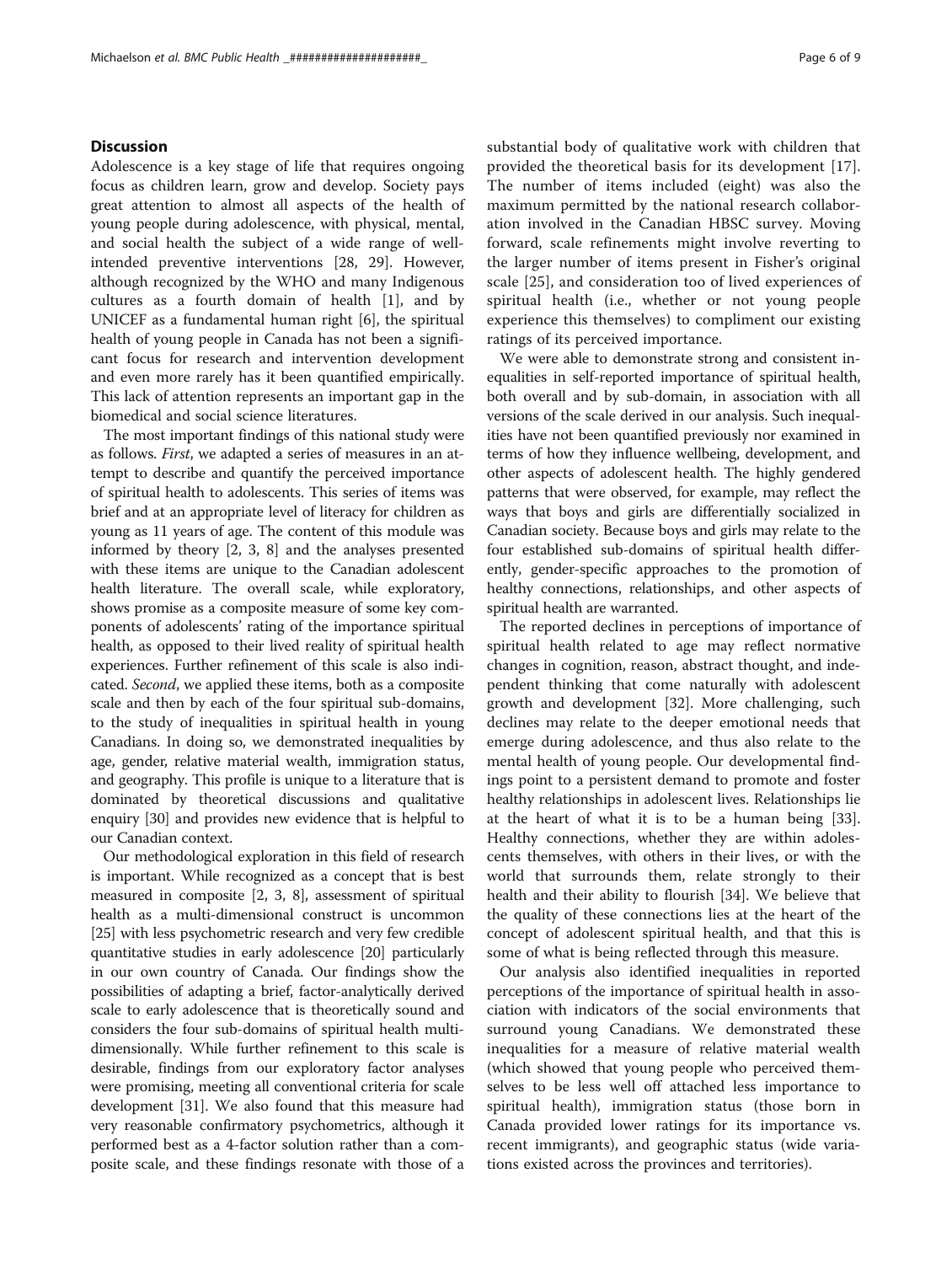## Discussion

Adolescence is a key stage of life that requires ongoing focus as children learn, grow and develop. Society pays great attention to almost all aspects of the health of young people during adolescence, with physical, mental, and social health the subject of a wide range of well-intended preventive interventions [28, 29]. However, although recognized by the WHO and many Indigenous cultures as a fourth domain of health [1], and by UNICEF as a fundamental human right [6], the spiritual health of young people in Canada has not been a significant focus for research and intervention development and even more rarely has it been quantified empirically. This lack of attention represents an important gap in the biomedical and social science literatures.

The most important findings of this national study were as follows. *First*, we adapted a series of measures in an attempt to describe and quantify the perceived importance of spiritual health to adolescents. This series of items was brief and at an appropriate level of literacy for children as young as 11 years of age. The content of this module was informed by theory [2, 3, 8] and the analyses presented with these items are unique to the Canadian adolescent health literature. The overall scale, while exploratory, shows promise as a composite measure of some key components of adolescents' rating of the importance spiritual health, as opposed to their lived reality of spiritual health experiences. Further refinement of this scale is also indicated. *Second*, we applied these items, both as a composite scale and then by each of the four spiritual sub-domains, to the study of inequalities in spiritual health in young Canadians. In doing so, we demonstrated inequalities by age, gender, relative material wealth, immigration status, and geography. This profile is unique to a literature that is dominated by theoretical discussions and qualitative enquiry [30] and provides new evidence that is helpful to our Canadian context.

Our methodological exploration in this field of research is important. While recognized as a concept that is best measured in composite [2, 3, 8], assessment of spiritual health as a multi-dimensional construct is uncommon [25] with less psychometric research and very few credible quantitative studies in early adolescence [20] particularly in our own country of Canada. Our findings show the possibilities of adapting a brief, factor-analytically derived scale to early adolescence that is theoretically sound and considers the four sub-domains of spiritual health multi-dimensionally. While further refinement to this scale is desirable, findings from our exploratory factor analyses were promising, meeting all conventional criteria for scale development [31]. We also found that this measure had very reasonable confirmatory psychometrics, although it performed best as a 4-factor solution rather than a composite scale, and these findings resonate with those of a substantial body of qualitative work with children that provided the theoretical basis for its development [17]. The number of items included (eight) was also the maximum permitted by the national research collaboration involved in the Canadian HBSC survey. Moving forward, scale refinements might involve reverting to the larger number of items present in Fisher's original scale [25], and consideration too of lived experiences of spiritual health (i.e., whether or not young people experience this themselves) to compliment our existing ratings of its perceived importance.

We were able to demonstrate strong and consistent inequalities in self-reported importance of spiritual health, both overall and by sub-domain, in association with all versions of the scale derived in our analysis. Such inequalities have not been quantified previously nor examined in terms of how they influence wellbeing, development, and other aspects of adolescent health. The highly gendered patterns that were observed, for example, may reflect the ways that boys and girls are differentially socialized in Canadian society. Because boys and girls may relate to the four established sub-domains of spiritual health differently, gender-specific approaches to the promotion of healthy connections, relationships, and other aspects of spiritual health are warranted.

The reported declines in perceptions of importance of spiritual health related to age may reflect normative changes in cognition, reason, abstract thought, and independent thinking that come naturally with adolescent growth and development [32]. More challenging, such declines may relate to the deeper emotional needs that emerge during adolescence, and thus also relate to the mental health of young people. Our developmental findings point to a persistent demand to promote and foster healthy relationships in adolescent lives. Relationships lie at the heart of what it is to be a human being [33]. Healthy connections, whether they are within adolescents themselves, with others in their lives, or with the world that surrounds them, relate strongly to their health and their ability to flourish [34]. We believe that the quality of these connections lies at the heart of the concept of adolescent spiritual health, and that this is some of what is being reflected through this measure.

Our analysis also identified inequalities in reported perceptions of the importance of spiritual health in association with indicators of the social environments that surround young Canadians. We demonstrated these inequalities for a measure of relative material wealth (which showed that young people who perceived themselves to be less well off attached less importance to spiritual health), immigration status (those born in Canada provided lower ratings for its importance vs. recent immigrants), and geographic status (wide variations existed across the provinces and territories).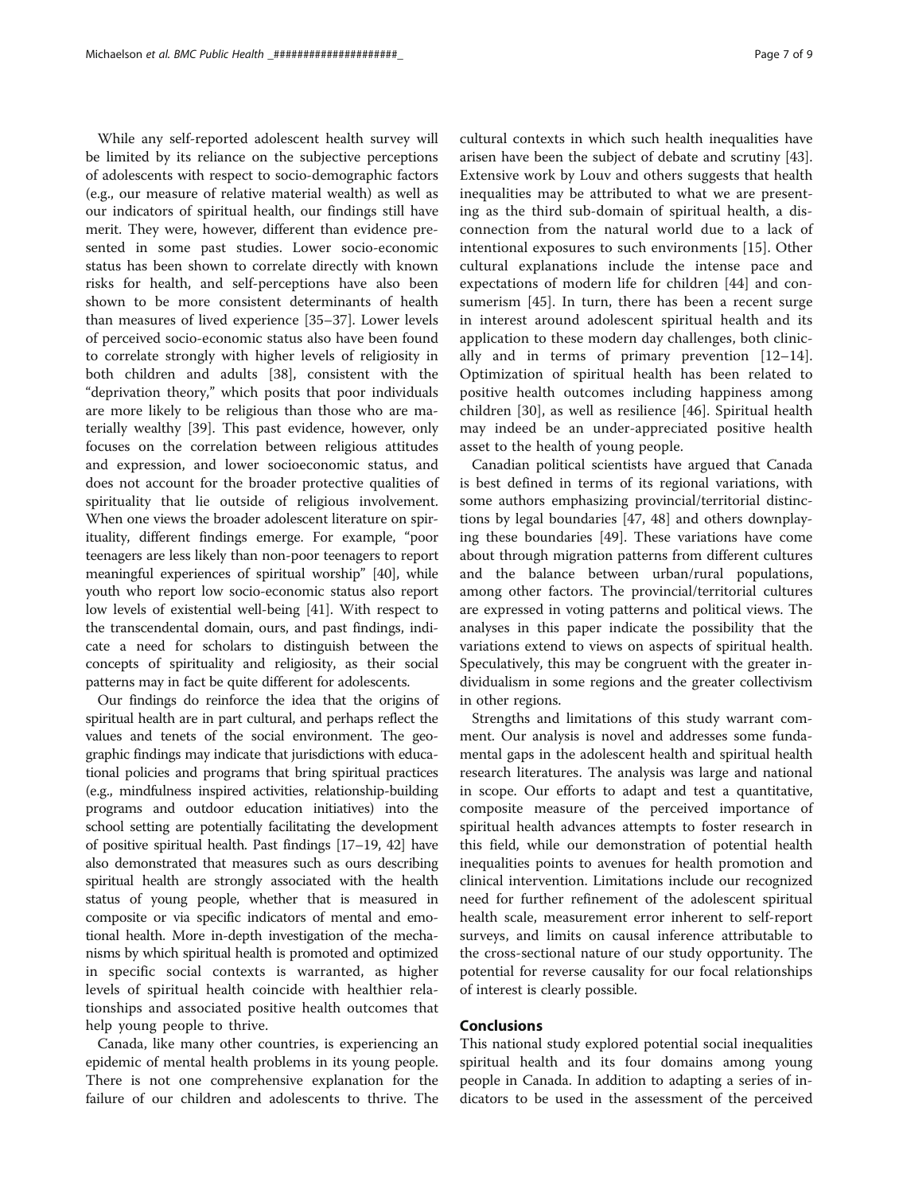While any self-reported adolescent health survey will be limited by its reliance on the subjective perceptions of adolescents with respect to socio-demographic factors (e.g., our measure of relative material wealth) as well as our indicators of spiritual health, our findings still have merit. They were, however, different than evidence presented in some past studies. Lower socio-economic status has been shown to correlate directly with known risks for health, and self-perceptions have also been shown to be more consistent determinants of health than measures of lived experience [35–37]. Lower levels of perceived socio-economic status also have been found to correlate strongly with higher levels of religiosity in both children and adults [38], consistent with the "deprivation theory," which posits that poor individuals are more likely to be religious than those who are materially wealthy [39]. This past evidence, however, only focuses on the correlation between religious attitudes and expression, and lower socioeconomic status, and does not account for the broader protective qualities of spirituality that lie outside of religious involvement. When one views the broader adolescent literature on spirituality, different findings emerge. For example, "poor teenagers are less likely than non-poor teenagers to report meaningful experiences of spiritual worship" [40], while youth who report low socio-economic status also report low levels of existential well-being [41]. With respect to the transcendental domain, ours, and past findings, indicate a need for scholars to distinguish between the concepts of spirituality and religiosity, as their social patterns may in fact be quite different for adolescents.

Our findings do reinforce the idea that the origins of spiritual health are in part cultural, and perhaps reflect the values and tenets of the social environment. The geographic findings may indicate that jurisdictions with educational policies and programs that bring spiritual practices (e.g., mindfulness inspired activities, relationship-building programs and outdoor education initiatives) into the school setting are potentially facilitating the development of positive spiritual health. Past findings [17–19, 42] have also demonstrated that measures such as ours describing spiritual health are strongly associated with the health status of young people, whether that is measured in composite or via specific indicators of mental and emotional health. More in-depth investigation of the mechanisms by which spiritual health is promoted and optimized in specific social contexts is warranted, as higher levels of spiritual health coincide with healthier relationships and associated positive health outcomes that help young people to thrive.

Canada, like many other countries, is experiencing an epidemic of mental health problems in its young people. There is not one comprehensive explanation for the failure of our children and adolescents to thrive. The cultural contexts in which such health inequalities have arisen have been the subject of debate and scrutiny [43]. Extensive work by Louv and others suggests that health inequalities may be attributed to what we are presenting as the third sub-domain of spiritual health, a disconnection from the natural world due to a lack of intentional exposures to such environments [15]. Other cultural explanations include the intense pace and expectations of modern life for children [44] and consumerism [45]. In turn, there has been a recent surge in interest around adolescent spiritual health and its application to these modern day challenges, both clinically and in terms of primary prevention [12–14]. Optimization of spiritual health has been related to positive health outcomes including happiness among children [30], as well as resilience [46]. Spiritual health may indeed be an under-appreciated positive health asset to the health of young people.

Canadian political scientists have argued that Canada is best defined in terms of its regional variations, with some authors emphasizing provincial/territorial distinctions by legal boundaries [47, 48] and others downplaying these boundaries [49]. These variations have come about through migration patterns from different cultures and the balance between urban/rural populations, among other factors. The provincial/territorial cultures are expressed in voting patterns and political views. The analyses in this paper indicate the possibility that the variations extend to views on aspects of spiritual health. Speculatively, this may be congruent with the greater individualism in some regions and the greater collectivism in other regions.

Strengths and limitations of this study warrant comment. Our analysis is novel and addresses some fundamental gaps in the adolescent health and spiritual health research literatures. The analysis was large and national in scope. Our efforts to adapt and test a quantitative, composite measure of the perceived importance of spiritual health advances attempts to foster research in this field, while our demonstration of potential health inequalities points to avenues for health promotion and clinical intervention. Limitations include our recognized need for further refinement of the adolescent spiritual health scale, measurement error inherent to self-report surveys, and limits on causal inference attributable to the cross-sectional nature of our study opportunity. The potential for reverse causality for our focal relationships of interest is clearly possible.

## Conclusions

This national study explored potential social inequalities spiritual health and its four domains among young people in Canada. In addition to adapting a series of indicators to be used in the assessment of the perceived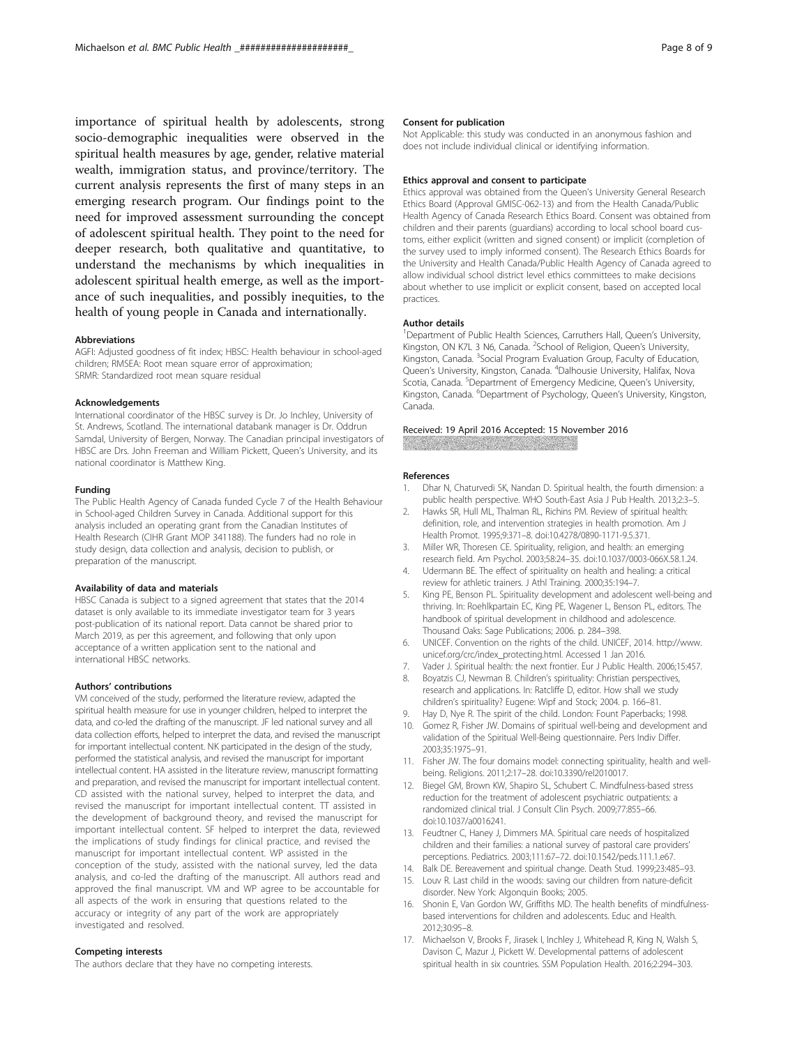importance of spiritual health by adolescents, strong socio-demographic inequalities were observed in the spiritual health measures by age, gender, relative material wealth, immigration status, and province/territory. The current analysis represents the first of many steps in an emerging research program. Our findings point to the need for improved assessment surrounding the concept of adolescent spiritual health. They point to the need for deeper research, both qualitative and quantitative, to understand the mechanisms by which inequalities in adolescent spiritual health emerge, as well as the importance of such inequalities, and possibly inequities, to the health of young people in Canada and internationally.

#### Abbreviations

AGFI: Adjusted goodness of fit index; HBSC: Health behaviour in school-aged children; RMSEA: Root mean square error of approximation; SRMR: Standardized root mean square residual

#### Acknowledgements

International coordinator of the HBSC survey is Dr. Jo Inchley, University of St. Andrews, Scotland. The international databank manager is Dr. Oddrun Samdal, University of Bergen, Norway. The Canadian principal investigators of HBSC are Drs. John Freeman and William Pickett, Queen's University, and its national coordinator is Matthew King.

#### Funding

The Public Health Agency of Canada funded Cycle 7 of the Health Behaviour in School-aged Children Survey in Canada. Additional support for this analysis included an operating grant from the Canadian Institutes of Health Research (CIHR Grant MOP 341188). The funders had no role in study design, data collection and analysis, decision to publish, or preparation of the manuscript.

#### Availability of data and materials

HBSC Canada is subject to a signed agreement that states that the 2014 dataset is only available to its immediate investigator team for 3 years post-publication of its national report. Data cannot be shared prior to March 2019, as per this agreement, and following that only upon acceptance of a written application sent to the national and international HBSC networks.

#### Authors' contributions

VM conceived of the study, performed the literature review, adapted the spiritual health measure for use in younger children, helped to interpret the data, and co-led the drafting of the manuscript. JF led national survey and all data collection efforts, helped to interpret the data, and revised the manuscript for important intellectual content. NK participated in the design of the study, performed the statistical analysis, and revised the manuscript for important intellectual content. HA assisted in the literature review, manuscript formatting and preparation, and revised the manuscript for important intellectual content. CD assisted with the national survey, helped to interpret the data, and revised the manuscript for important intellectual content. TT assisted in the development of background theory, and revised the manuscript for important intellectual content. SF helped to interpret the data, reviewed the implications of study findings for clinical practice, and revised the manuscript for important intellectual content. WP assisted in the conception of the study, assisted with the national survey, led the data analysis, and co-led the drafting of the manuscript. All authors read and approved the final manuscript. VM and WP agree to be accountable for all aspects of the work in ensuring that questions related to the accuracy or integrity of any part of the work are appropriately investigated and resolved.

#### Competing interests

The authors declare that they have no competing interests.

#### Consent for publication

Not Applicable: this study was conducted in an anonymous fashion and does not include individual clinical or identifying information.

#### Ethics approval and consent to participate

Ethics approval was obtained from the Queen's University General Research Ethics Board (Approval GMISC-062-13) and from the Health Canada/Public Health Agency of Canada Research Ethics Board. Consent was obtained from children and their parents (guardians) according to local school board customs, either explicit (written and signed consent) or implicit (completion of the survey used to imply informed consent). The Research Ethics Boards for the University and Health Canada/Public Health Agency of Canada agreed to allow individual school district level ethics committees to make decisions about whether to use implicit or explicit consent, based on accepted local practices.

#### Author details

[1]Department of Public Health Sciences, Carruthers Hall, Queen's University, Kingston, ON K7L 3 N6, Canada. [2]School of Religion, Queen's University, Kingston, Canada. [3]Social Program Evaluation Group, Faculty of Education, Queen's University, Kingston, Canada. [4]Dalhousie University, Halifax, Nova Scotia, Canada. [5]Department of Emergency Medicine, Queen's University, Kingston, Canada. [6]Department of Psychology, Queen's University, Kingston, Canada.

Received: 19 April 2016 Accepted: 15 November 2016

#### References

1. Dhar N, Chaturvedi SK, Nandan D. Spiritual health, the fourth dimension: a public health perspective. WHO South-East Asia J Pub Health. 2013;2:3–5.
2. Hawks SR, Hull ML, Thalman RL, Richins PM. Review of spiritual health: definition, role, and intervention strategies in health promotion. Am J Health Promot. 1995;9:371–8. doi:10.4278/0890-1171-9.5.371.
3. Miller WR, Thoresen CE. Spirituality, religion, and health: an emerging research field. Am Psychol. 2003;58:24–35. doi:10.1037/0003-066X.58.1.24.
4. Udermann BE. The effect of spirituality on health and healing: a critical review for athletic trainers. J Athl Training. 2000;35:194–7.
5. King PE, Benson PL. Spirituality development and adolescent well-being and thriving. In: Roehlkpartain EC, King PE, Wagener L, Benson PL, editors. The handbook of spiritual development in childhood and adolescence. Thousand Oaks: Sage Publications; 2006. p. 284–398.
6. UNICEF. Convention on the rights of the child. UNICEF, 2014. http://www.unicef.org/crc/index_protecting.html. Accessed 1 Jan 2016.
7. Vader J. Spiritual health: the next frontier. Eur J Public Health. 2006;15:457.
8. Boyatzis CJ, Newman B. Children's spirituality: Christian perspectives, research and applications. In: Ratcliffe D, editor. How shall we study children's spirituality? Eugene: Wipf and Stock; 2004. p. 166–81.
9. Hay D, Nye R. The spirit of the child. London: Fount Paperbacks; 1998.
10. Gomez R, Fisher JW. Domains of spiritual well-being and development and validation of the Spiritual Well-Being questionnaire. Pers Indiv Differ. 2003;35:1975–91.
11. Fisher JW. The four domains model: connecting spirituality, health and well-being. Religions. 2011;2:17–28. doi:10.3390/rel2010017.
12. Biegel GM, Brown KW, Shapiro SL, Schubert C. Mindfulness-based stress reduction for the treatment of adolescent psychiatric outpatients: a randomized clinical trial. J Consult Clin Psych. 2009;77:855–66. doi:10.1037/a0016241.
13. Feudtner C, Haney J, Dimmers MA. Spiritual care needs of hospitalized children and their families: a national survey of pastoral care providers' perceptions. Pediatrics. 2003;111:67–72. doi:10.1542/peds.111.1.e67.
14. Balk DE. Bereavement and spiritual change. Death Stud. 1999;23:485–93.
15. Louv R. Last child in the woods: saving our children from nature-deficit disorder. New York: Algonquin Books; 2005.
16. Shonin E, Van Gordon WV, Griffiths MD. The health benefits of mindfulness-based interventions for children and adolescents. Educ and Health. 2012;30:95–8.
17. Michaelson V, Brooks F, Jirasek I, Inchley J, Whitehead R, King N, Walsh S, Davison C, Mazur J, Pickett W. Developmental patterns of adolescent spiritual health in six countries. SSM Population Health. 2016;2:294–303.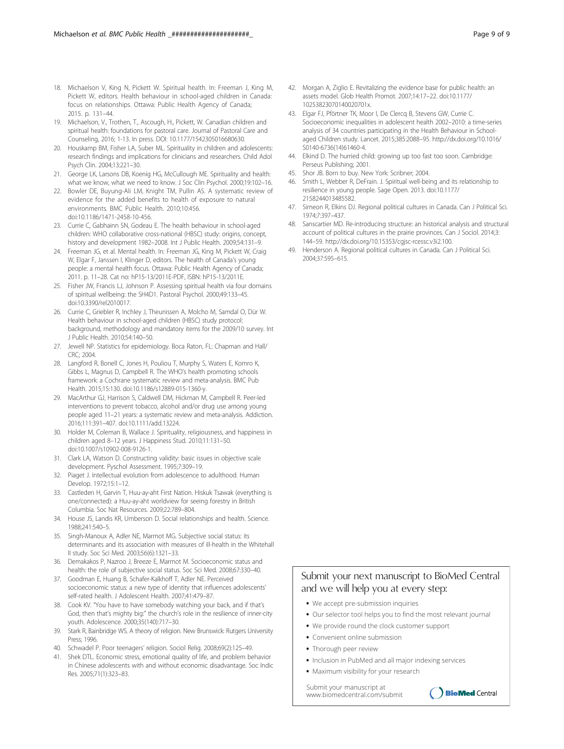18. Michaelson V, King N, Pickett W. Spiritual health. In: Freeman J, King M, Pickett W, editors. Health behaviour in school-aged children in Canada: focus on relationships. Ottawa: Public Health Agency of Canada; 2015. p. 131–44.
19. Michaelson, V., Trothen, T., Ascough, H., Pickett, W. Canadian children and spiritual health: foundations for pastoral care. Journal of Pastoral Care and Counseling, 2016; 1-13. In press. DOI: 10.1177/1542305016680630.
20. Houskamp BM, Fisher LA, Suber ML. Spirituality in children and adolescents: research findings and implications for clinicians and researchers. Child Adol Psych Clin. 2004;13:221–30.
21. George LK, Larsons DB, Koenig HG, McCullough ME. Spirituality and health: what we know, what we need to know. J Soc Clin Psychol. 2000;19:102–16.
22. Bowler DE, Buyung-Ali LM, Knight TM, Pullin AS. A systematic review of evidence for the added benefits to health of exposure to natural environments. BMC Public Health. 2010;10:456. doi:10.1186/1471-2458-10-456.
23. Currie C, Gabhainn SN, Godeau E. The health behaviour in school-aged children: WHO collaborative cross-national (HBSC) study: origins, concept, history and development 1982–2008. Int J Public Health. 2009;54:131–9.
24. Freeman JG, et al. Mental health. In: Freeman JG, King M, Pickett W, Craig W, Elgar F, Janssen I, Klinger D, editors. The health of Canada's young people: a mental health focus. Ottawa: Public Health Agency of Canada; 2011. p. 11–28. Cat no: hP15-13/2011E-PDF, ISBN: hP15-13/2011E.
25. Fisher JW, Francis LJ, Johnson P. Assessing spiritual health via four domains of spiritual wellbeing: the SH4D1. Pastoral Psychol. 2000;49:133–45. doi:10.3390/rel2010017.
26. Currie C, Griebler R, Inchley J, Theunissen A, Molcho M, Samdal O, Dür W. Health behaviour in school-aged children (HBSC) study protocol: background, methodology and mandatory items for the 2009/10 survey. Int J Public Health. 2010;54:140–50.
27. Jewell NP. Statistics for epidemiology. Boca Raton, FL: Chapman and Hall/ CRC; 2004.
28. Langford R, Bonell C, Jones H, Pouliou T, Murphy S, Waters E, Komro K, Gibbs L, Magnus D, Campbell R. The WHO's health promoting schools framework: a Cochrane systematic review and meta-analysis. BMC Pub Health. 2015;15:130. doi:10.1186/s12889-015-1360-y.
29. MacArthur GJ, Harrison S, Caldwell DM, Hickman M, Campbell R. Peer-led interventions to prevent tobacco, alcohol and/or drug use among young people aged 11–21 years: a systematic review and meta-analysis. Addiction. 2016;111:391–407. doi:10.1111/add.13224.
30. Holder M, Coleman B, Wallace J. Spirituality, religiousness, and happiness in children aged 8–12 years. J Happiness Stud. 2010;11:131–50. doi:10.1007/s10902-008-9126-1.
31. Clark LA, Watson D. Constructing validity: basic issues in objective scale development. Pyschol Assessment. 1995;7:309–19.
32. Piaget J. Intellectual evolution from adolescence to adulthood. Human Develop. 1972;15:1–12.
33. Castleden H, Garvin T, Huu-ay-aht First Nation. Hiskuk Tsawak (everything is one/connected): a Huu-ay-aht worldview for seeing forestry in British Columbia. Soc Nat Resources. 2009;22:789–804.
34. House JS, Landis KR, Umberson D. Social relationships and health. Science. 1988;241:540–5.
35. Singh-Manoux A, Adler NE, Marmot MG. Subjective social status: its determinants and its association with measures of ill-health in the Whitehall II study. Soc Sci Med. 2003;56(6):1321–33.
36. Demakakos P, Nazroo J, Breeze E, Marmot M. Socioeconomic status and health: the role of subjective social status. Soc Sci Med. 2008;67:330–40.
37. Goodman E, Huang B, Schafer-Kalkhoff T, Adler NE. Perceived socioeconomic status: a new type of identity that influences adolescents' self-rated health. J Adolescent Health. 2007;41:479–87.
38. Cook KV. "You have to have somebody watching your back, and if that's God, then that's mighty big:" the church's role in the resilience of inner-city youth. Adolescence. 2000;35(140):717–30.
39. Stark R, Bainbridge WS. A theory of religion. New Brunswick: Rutgers University Press; 1996.
40. Schwadel P. Poor teenagers' religion. Sociol Relig. 2008;69(2):125–49.
41. Shek DTL. Economic stress, emotional quality of life, and problem behavior in Chinese adolescents with and without economic disadvantage. Soc Indic Res. 2005;71(1):323–83.
42. Morgan A, Ziglio E. Revitalizing the evidence base for public health: an assets model. Glob Health Promot. 2007;14:17–22. doi:10.1177/10253823070140020701x.
43. Elgar FJ, Pförtner TK, Moor I, De Clercq B, Stevens GW, Currie C. Socioeconomic inequalities in adolescent health 2002–2010: a time-series analysis of 34 countries participating in the Health Behaviour in School-aged Children study. Lancet. 2015;385:2088–95. http://dx.doi.org/10.1016/S0140-6736(14)61460-4.
44. Elkind D. The hurried child: growing up too fast too soon. Cambridge: Perseus Publishing; 2001.
45. Shor JB. Born to buy. New York: Scribner; 2004.
46. Smith L, Webber R, DeFrain. J. Spiritual well-being and its relationship to resilience in young people. Sage Open. 2013. doi:10.1177/2158244013485582.
47. Simeon R, Elkins DJ. Regional political cultures in Canada. Can J Political Sci. 1974;7:397–437.
48. Sanscartier MD. Re-introducing structure: an historical analysis and structural account of political cultures in the prairie provinces. Can J Sociol. 2014;3: 144–59. http://dx.doi.org/10.15353/cgjsc-rcessc.v3i2.100.
49. Henderson A. Regional political cultures in Canada. Can J Political Sci. 2004;37:595–615.

Submit your next manuscript to BioMed Central and we will help you at every step:

- We accept pre-submission inquiries
- Our selector tool helps you to find the most relevant journal
- We provide round the clock customer support
- Convenient online submission
- Thorough peer review
- Inclusion in PubMed and all major indexing services
- Maximum visibility for your research

Submit your manuscript at www.biomedcentral.com/submit

BioMed Central